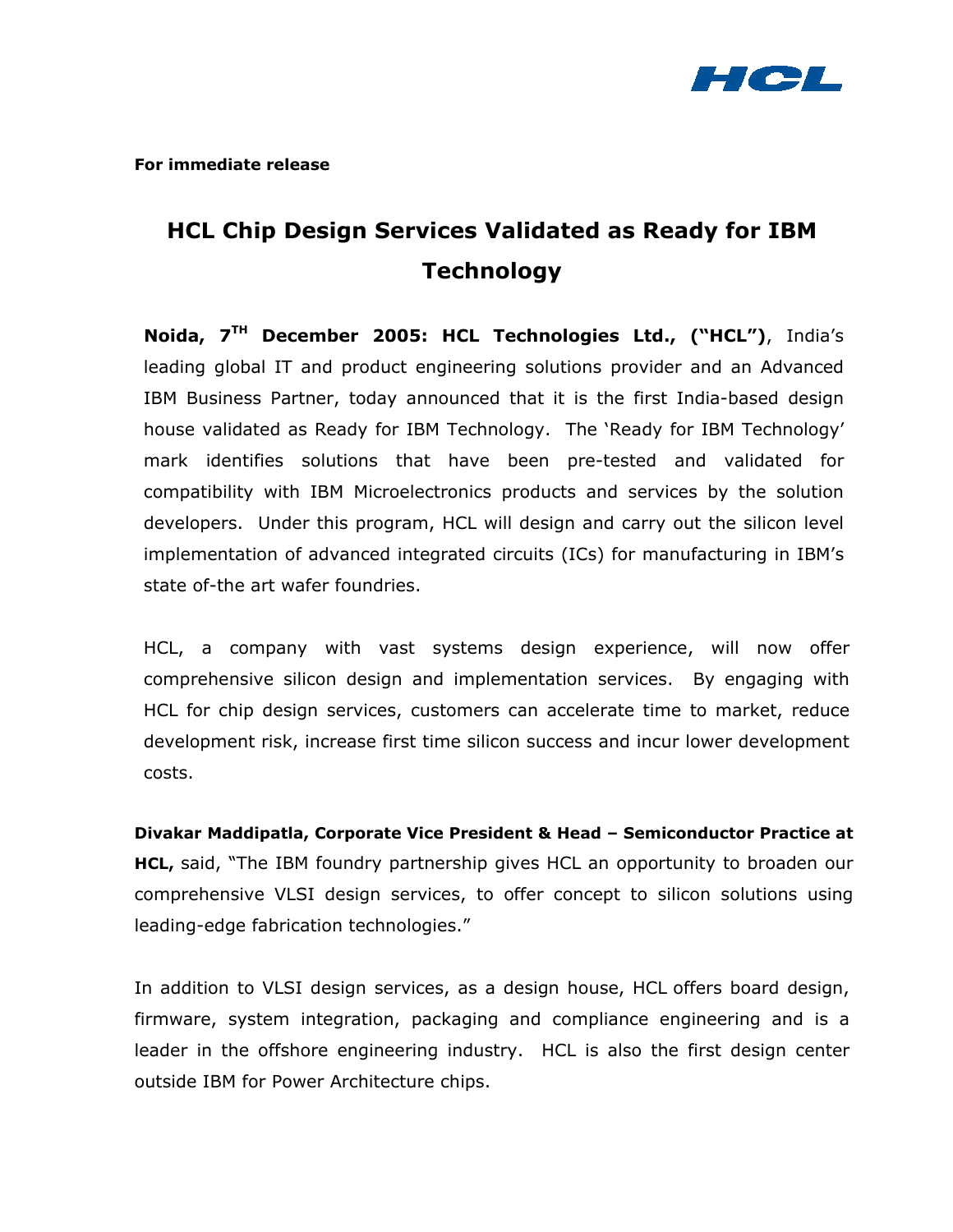**For immediate release**

# HCL Chip Design Services Validated as Ready for IBM Technology

**Noida, 7TH December 2005: HCL Technologies Ltd., ("HCL")**, India's leading global IT and product engineering solutions provider and an Advanced IBM Business Partner, today announced that it is the first India-based design house validated as Ready for IBM Technology. The 'Ready for IBM Technology' mark identifies solutions that have been pre-tested and validated for compatibility with IBM Microelectronics products and services by the solution developers. Under this program, HCL will design and carry out the silicon level implementation of advanced integrated circuits (ICs) for manufacturing in IBM's state of-the art wafer foundries.

HCL, a company with vast systems design experience, will now offer comprehensive silicon design and implementation services. By engaging with HCL for chip design services, customers can accelerate time to market, reduce development risk, increase first time silicon success and incur lower development costs.

**Divakar Maddipatla, Corporate Vice President & Head – Semiconductor Practice at HCL,** said, "The IBM foundry partnership gives HCL an opportunity to broaden our comprehensive VLSI design services, to offer concept to silicon solutions using leading-edge fabrication technologies."

In addition to VLSI design services, as a design house, HCL offers board design, firmware, system integration, packaging and compliance engineering and is a leader in the offshore engineering industry. HCL is also the first design center outside IBM for Power Architecture chips.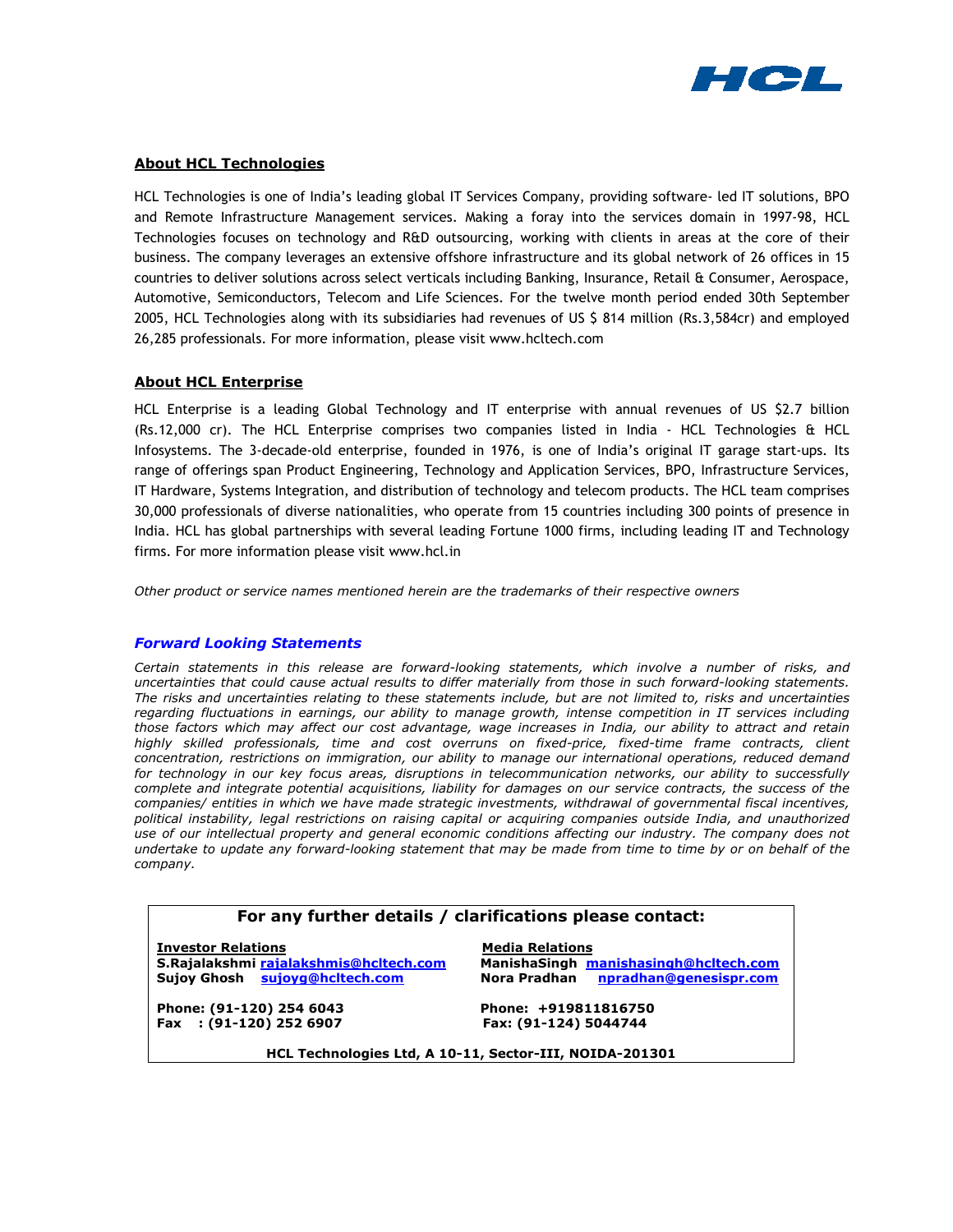## About HCL Technologies

HCL Technologies is one of India's leading global IT Services Company, providing software- led IT solutions, BPO and Remote Infrastructure Management services. Making a foray into the services domain in 1997-98, HCL Technologies focuses on technology and R&D outsourcing, working with clients in areas at the core of their business. The company leverages an extensive offshore infrastructure and its global network of 26 offices in 15 countries to deliver solutions across select verticals including Banking, Insurance, Retail & Consumer, Aerospace, Automotive, Semiconductors, Telecom and Life Sciences. For the twelve month period ended 30th September 2005, HCL Technologies along with its subsidiaries had revenues of US $ 814 million (Rs.3,584cr) and employed 26,285 professionals. For more information, please visit www.hcltech.com

## About HCL Enterprise

HCL Enterprise is a leading Global Technology and IT enterprise with annual revenues of US $2.7 billion (Rs.12,000 cr). The HCL Enterprise comprises two companies listed in India - HCL Technologies & HCL Infosystems. The 3-decade-old enterprise, founded in 1976, is one of India's original IT garage start-ups. Its range of offerings span Product Engineering, Technology and Application Services, BPO, Infrastructure Services, IT Hardware, Systems Integration, and distribution of technology and telecom products. The HCL team comprises 30,000 professionals of diverse nationalities, who operate from 15 countries including 300 points of presence in India. HCL has global partnerships with several leading Fortune 1000 firms, including leading IT and Technology firms. For more information please visit www.hcl.in

*Other product or service names mentioned herein are the trademarks of their respective owners*

### *Forward Looking Statements*

*Certain statements in this release are forward-looking statements, which involve a number of risks, and uncertainties that could cause actual results to differ materially from those in such forward-looking statements. The risks and uncertainties relating to these statements include, but are not limited to, risks and uncertainties regarding fluctuations in earnings, our ability to manage growth, intense competition in IT services including those factors which may affect our cost advantage, wage increases in India, our ability to attract and retain highly skilled professionals, time and cost overruns on fixed-price, fixed-time frame contracts, client concentration, restrictions on immigration, our ability to manage our international operations, reduced demand for technology in our key focus areas, disruptions in telecommunication networks, our ability to successfully complete and integrate potential acquisitions, liability for damages on our service contracts, the success of the companies/ entities in which we have made strategic investments, withdrawal of governmental fiscal incentives, political instability, legal restrictions on raising capital or acquiring companies outside India, and unauthorized use of our intellectual property and general economic conditions affecting our industry. The company does not undertake to update any forward-looking statement that may be made from time to time by or on behalf of the company.*

**For any further details / clarifications please contact:**

**Investor Relations**
**S.Rajalakshmi** rajalakshmis@hcltech.com
**Sujoy Ghosh** sujoyg@hcltech.com

**Phone: (91-120) 254 6043**
**Fax : (91-120) 252 6907**

**Media Relations**
**ManishaSingh** manishasingh@hcltech.com
**Nora Pradhan** npradhan@genesispr.com

**Phone: +919811816750**
**Fax: (91-124) 5044744**

**HCL Technologies Ltd, A 10-11, Sector-III, NOIDA-201301**